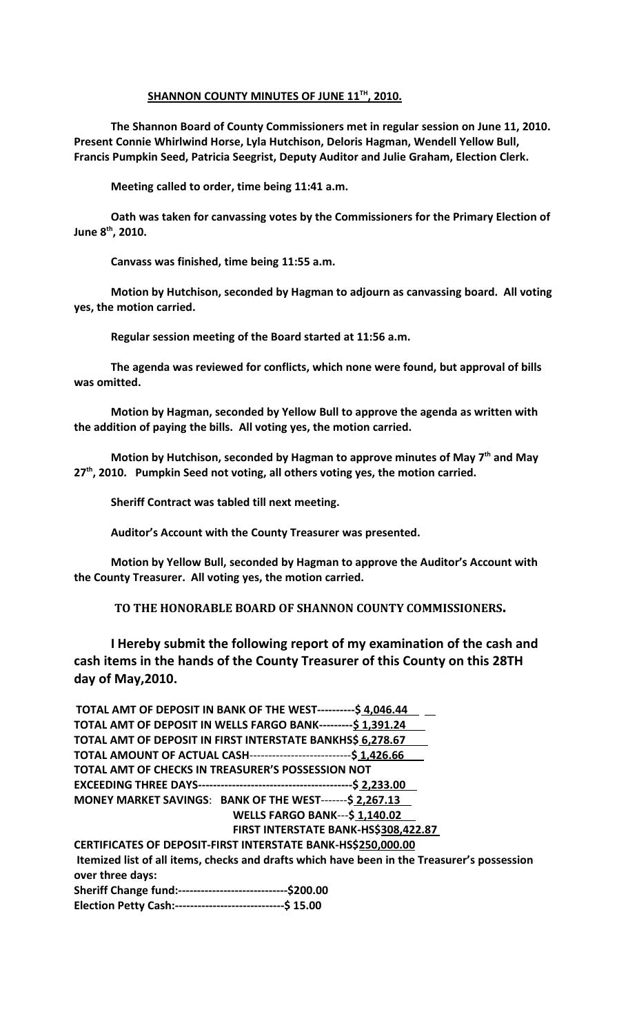## SHANNON COUNTY MINUTES OF JUNE 11TH, 2010.

**The Shannon Board of County Commissioners met in regular session on June 11, 2010. Present Connie Whirlwind Horse, Lyla Hutchison, Deloris Hagman, Wendell Yellow Bull, Francis Pumpkin Seed, Patricia Seegrist, Deputy Auditor and Julie Graham, Election Clerk.**

**Meeting called to order, time being 11:41 a.m.**

**Oath was taken for canvassing votes by the Commissioners for the Primary Election of June 8th, 2010.**

**Canvass was finished, time being 11:55 a.m.**

**Motion by Hutchison, seconded by Hagman to adjourn as canvassing board. All voting yes, the motion carried.**

**Regular session meeting of the Board started at 11:56 a.m.**

**The agenda was reviewed for conflicts, which none were found, but approval of bills was omitted.**

**Motion by Hagman, seconded by Yellow Bull to approve the agenda as written with the addition of paying the bills. All voting yes, the motion carried.**

**Motion by Hutchison, seconded by Hagman to approve minutes of May 7th and May 27th, 2010. Pumpkin Seed not voting, all others voting yes, the motion carried.**

**Sheriff Contract was tabled till next meeting.**

**Auditor's Account with the County Treasurer was presented.**

**Motion by Yellow Bull, seconded by Hagman to approve the Auditor's Account with the County Treasurer. All voting yes, the motion carried.**

**TO THE HONORABLE BOARD OF SHANNON COUNTY COMMISSIONERS.**

**I Hereby submit the following report of my examination of the cash and cash items in the hands of the County Treasurer of this County on this 28TH day of May,2010.**

**TOTAL AMT OF DEPOSIT IN BANK OF THE WEST----------$ 4,046.44**
**TOTAL AMT OF DEPOSIT IN WELLS FARGO BANK---------$ 1,391.24**
**TOTAL AMT OF DEPOSIT IN FIRST INTERSTATE BANKHS$ 6,278.67**
**TOTAL AMOUNT OF ACTUAL CASH---------------------------$ 1,426.66**
**TOTAL AMT OF CHECKS IN TREASURER'S POSSESSION NOT EXCEEDING THREE DAYS-----------------------------------------$ 2,233.00**
**MONEY MARKET SAVINGS: BANK OF THE WEST-------$ 2,267.13**
**WELLS FARGO BANK---$ 1,140.02**
**FIRST INTERSTATE BANK-HS$308,422.87**
**CERTIFICATES OF DEPOSIT-FIRST INTERSTATE BANK-HS$250,000.00**
**Itemized list of all items, checks and drafts which have been in the Treasurer's possession over three days:**
**Sheriff Change fund:-----------------------------$200.00**
**Election Petty Cash:-----------------------------$ 15.00**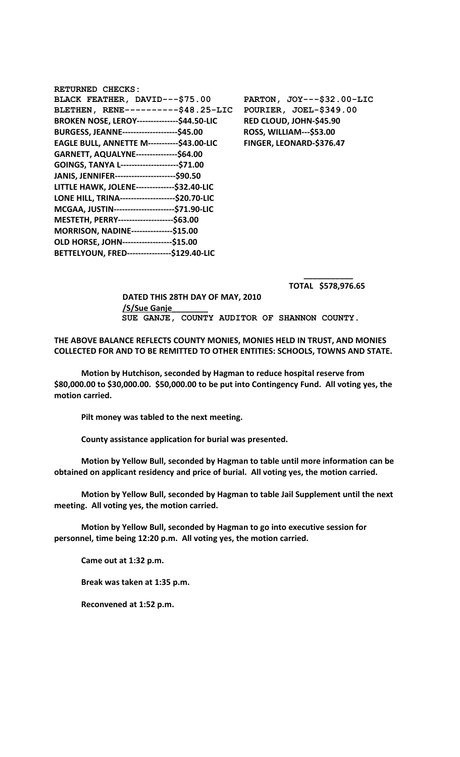**RETURNED CHECKS:**

BLACK FEATHER, DAVID---$75.00
BLETHEN, RENE----------$48.25-LIC
**BROKEN NOSE, LEROY---------------$44.50-LIC**
**BURGESS, JEANNE--------------------$45.00**
**EAGLE BULL, ANNETTE M-----------$43.00-LIC**
**GARNETT, AQUALYNE---------------$64.00**
**GOINGS, TANYA L---------------------$71.00**
**JANIS, JENNIFER----------------------$90.50**
**LITTLE HAWK, JOLENE--------------$32.40-LIC**
**LONE HILL, TRINA--------------------$20.70-LIC**
**MCGAA, JUSTIN----------------------$71.90-LIC**
**MESTETH, PERRY--------------------$63.00**
**MORRISON, NADINE---------------$15.00**
**OLD HORSE, JOHN------------------$15.00**
**BETTELYOUN, FRED----------------$129.40-LIC**
PARTON, JOY---$32.00-LIC
POURIER, JOEL-$349.00
**RED CLOUD, JOHN-$45.90**
**ROSS, WILLIAM---$53.00**
**FINGER, LEONARD-$376.47**

**TOTAL $578,976.65**

**DATED THIS 28TH DAY OF MAY, 2010**
**/S/Sue Ganje**
SUE GANJE, COUNTY AUDITOR OF SHANNON COUNTY.

**THE ABOVE BALANCE REFLECTS COUNTY MONIES, MONIES HELD IN TRUST, AND MONIES COLLECTED FOR AND TO BE REMITTED TO OTHER ENTITIES: SCHOOLS, TOWNS AND STATE.**

**Motion by Hutchison, seconded by Hagman to reduce hospital reserve from $80,000.00 to $30,000.00. $50,000.00 to be put into Contingency Fund. All voting yes, the motion carried.**

**Pilt money was tabled to the next meeting.**

**County assistance application for burial was presented.**

**Motion by Yellow Bull, seconded by Hagman to table until more information can be obtained on applicant residency and price of burial. All voting yes, the motion carried.**

**Motion by Yellow Bull, seconded by Hagman to table Jail Supplement until the next meeting. All voting yes, the motion carried.**

**Motion by Yellow Bull, seconded by Hagman to go into executive session for personnel, time being 12:20 p.m. All voting yes, the motion carried.**

**Came out at 1:32 p.m.**

**Break was taken at 1:35 p.m.**

**Reconvened at 1:52 p.m.**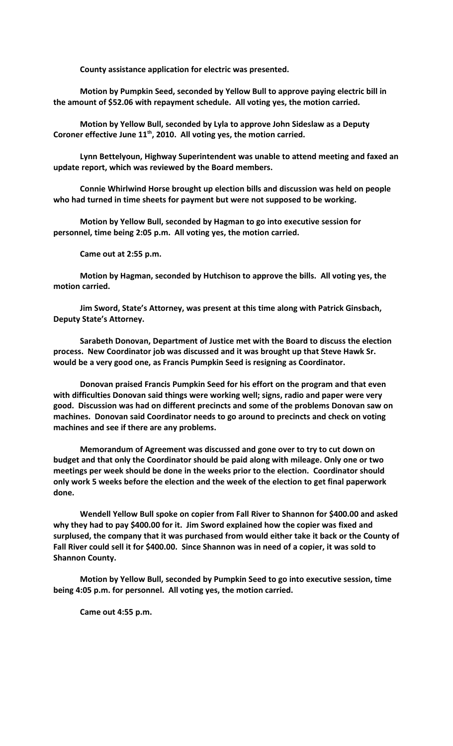**County assistance application for electric was presented.**

**Motion by Pumpkin Seed, seconded by Yellow Bull to approve paying electric bill in the amount of $52.06 with repayment schedule. All voting yes, the motion carried.**

**Motion by Yellow Bull, seconded by Lyla to approve John Sideslaw as a Deputy Coroner effective June 11th, 2010. All voting yes, the motion carried.**

**Lynn Bettelyoun, Highway Superintendent was unable to attend meeting and faxed an update report, which was reviewed by the Board members.**

**Connie Whirlwind Horse brought up election bills and discussion was held on people who had turned in time sheets for payment but were not supposed to be working.**

**Motion by Yellow Bull, seconded by Hagman to go into executive session for personnel, time being 2:05 p.m. All voting yes, the motion carried.**

**Came out at 2:55 p.m.**

**Motion by Hagman, seconded by Hutchison to approve the bills. All voting yes, the motion carried.**

**Jim Sword, State's Attorney, was present at this time along with Patrick Ginsbach, Deputy State's Attorney.**

**Sarabeth Donovan, Department of Justice met with the Board to discuss the election process. New Coordinator job was discussed and it was brought up that Steve Hawk Sr. would be a very good one, as Francis Pumpkin Seed is resigning as Coordinator.**

**Donovan praised Francis Pumpkin Seed for his effort on the program and that even with difficulties Donovan said things were working well; signs, radio and paper were very good. Discussion was had on different precincts and some of the problems Donovan saw on machines. Donovan said Coordinator needs to go around to precincts and check on voting machines and see if there are any problems.**

**Memorandum of Agreement was discussed and gone over to try to cut down on budget and that only the Coordinator should be paid along with mileage. Only one or two meetings per week should be done in the weeks prior to the election. Coordinator should only work 5 weeks before the election and the week of the election to get final paperwork done.**

**Wendell Yellow Bull spoke on copier from Fall River to Shannon for $400.00 and asked why they had to pay $400.00 for it. Jim Sword explained how the copier was fixed and surplused, the company that it was purchased from would either take it back or the County of Fall River could sell it for $400.00. Since Shannon was in need of a copier, it was sold to Shannon County.**

**Motion by Yellow Bull, seconded by Pumpkin Seed to go into executive session, time being 4:05 p.m. for personnel. All voting yes, the motion carried.**

**Came out 4:55 p.m.**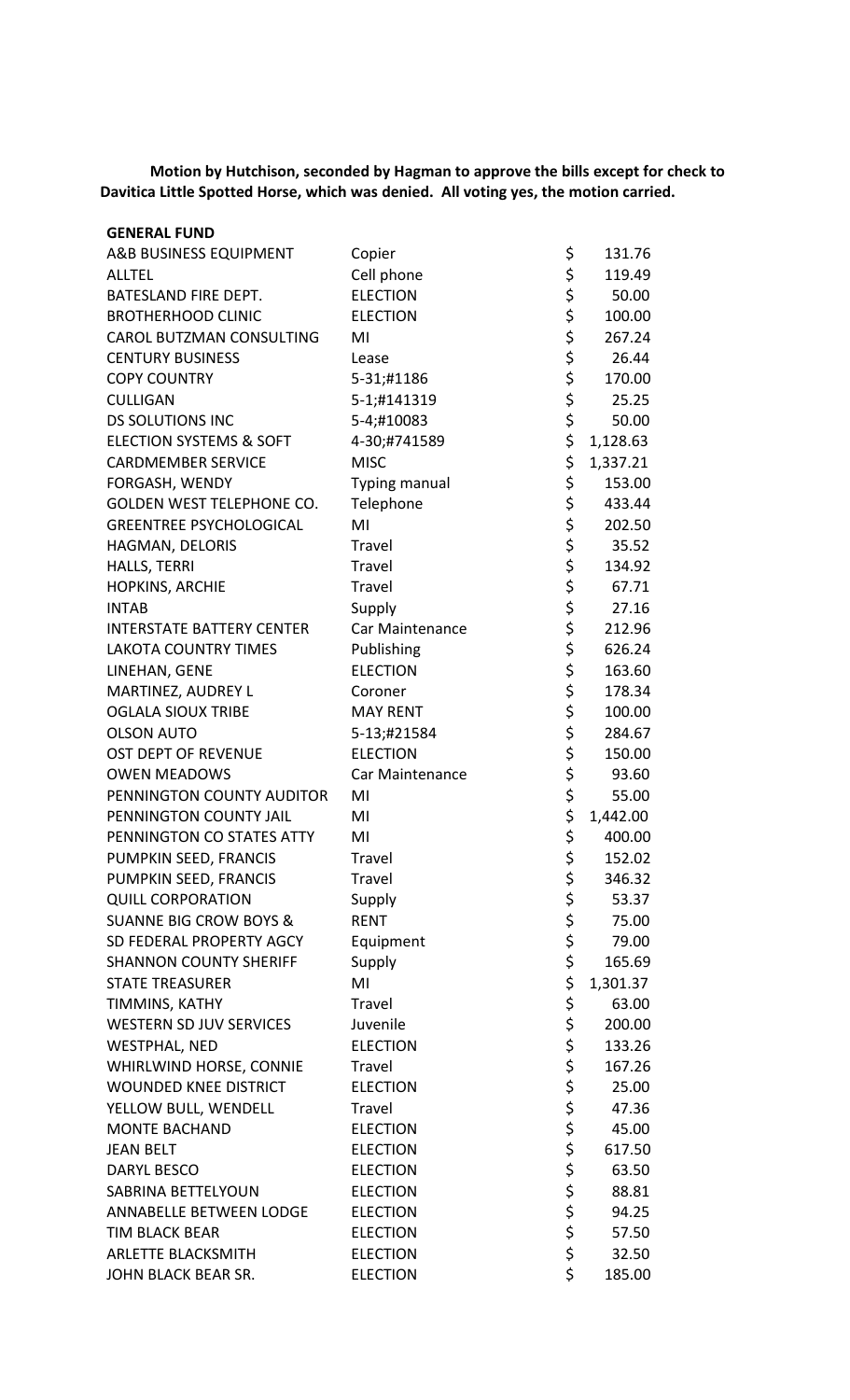**Motion by Hutchison, seconded by Hagman to approve the bills except for check to Davitica Little Spotted Horse, which was denied. All voting yes, the motion carried.**

**GENERAL FUND**

| | | |
|---|---|---|
| A&B BUSINESS EQUIPMENT | Copier | $ 131.76 |
| ALLTEL | Cell phone | $ 119.49 |
| BATESLAND FIRE DEPT. | ELECTION | $ 50.00 |
| BROTHERHOOD CLINIC | ELECTION | $ 100.00 |
| CAROL BUTZMAN CONSULTING | MI | $ 267.24 |
| CENTURY BUSINESS | Lease | $ 26.44 |
| COPY COUNTRY | 5-31;#1186 | $ 170.00 |
| CULLIGAN | 5-1;#141319 | $ 25.25 |
| DS SOLUTIONS INC | 5-4;#10083 | $ 50.00 |
| ELECTION SYSTEMS & SOFT | 4-30;#741589 | $ 1,128.63 |
| CARDMEMBER SERVICE | MISC | $ 1,337.21 |
| FORGASH, WENDY | Typing manual | $ 153.00 |
| GOLDEN WEST TELEPHONE CO. | Telephone | $ 433.44 |
| GREENTREE PSYCHOLOGICAL | MI | $ 202.50 |
| HAGMAN, DELORIS | Travel | $ 35.52 |
| HALLS, TERRI | Travel | $ 134.92 |
| HOPKINS, ARCHIE | Travel | $ 67.71 |
| INTAB | Supply | $ 27.16 |
| INTERSTATE BATTERY CENTER | Car Maintenance | $ 212.96 |
| LAKOTA COUNTRY TIMES | Publishing | $ 626.24 |
| LINEHAN, GENE | ELECTION | $ 163.60 |
| MARTINEZ, AUDREY L | Coroner | $ 178.34 |
| OGLALA SIOUX TRIBE | MAY RENT | $ 100.00 |
| OLSON AUTO | 5-13;#21584 | $ 284.67 |
| OST DEPT OF REVENUE | ELECTION | $ 150.00 |
| OWEN MEADOWS | Car Maintenance | $ 93.60 |
| PENNINGTON COUNTY AUDITOR | MI | $ 55.00 |
| PENNINGTON COUNTY JAIL | MI | $ 1,442.00 |
| PENNINGTON CO STATES ATTY | MI | $ 400.00 |
| PUMPKIN SEED, FRANCIS | Travel | $ 152.02 |
| PUMPKIN SEED, FRANCIS | Travel | $ 346.32 |
| QUILL CORPORATION | Supply | $ 53.37 |
| SUANNE BIG CROW BOYS & | RENT | $ 75.00 |
| SD FEDERAL PROPERTY AGCY | Equipment | $ 79.00 |
| SHANNON COUNTY SHERIFF | Supply | $ 165.69 |
| STATE TREASURER | MI | $ 1,301.37 |
| TIMMINS, KATHY | Travel | $ 63.00 |
| WESTERN SD JUV SERVICES | Juvenile | $ 200.00 |
| WESTPHAL, NED | ELECTION | $ 133.26 |
| WHIRLWIND HORSE, CONNIE | Travel | $ 167.26 |
| WOUNDED KNEE DISTRICT | ELECTION | $ 25.00 |
| YELLOW BULL, WENDELL | Travel | $ 47.36 |
| MONTE BACHAND | ELECTION | $ 45.00 |
| JEAN BELT | ELECTION | $ 617.50 |
| DARYL BESCO | ELECTION | $ 63.50 |
| SABRINA BETTELYOUN | ELECTION | $ 88.81 |
| ANNABELLE BETWEEN LODGE | ELECTION | $ 94.25 |
| TIM BLACK BEAR | ELECTION | $ 57.50 |
| ARLETTE BLACKSMITH | ELECTION | $ 32.50 |
| JOHN BLACK BEAR SR. | ELECTION | $ 185.00 |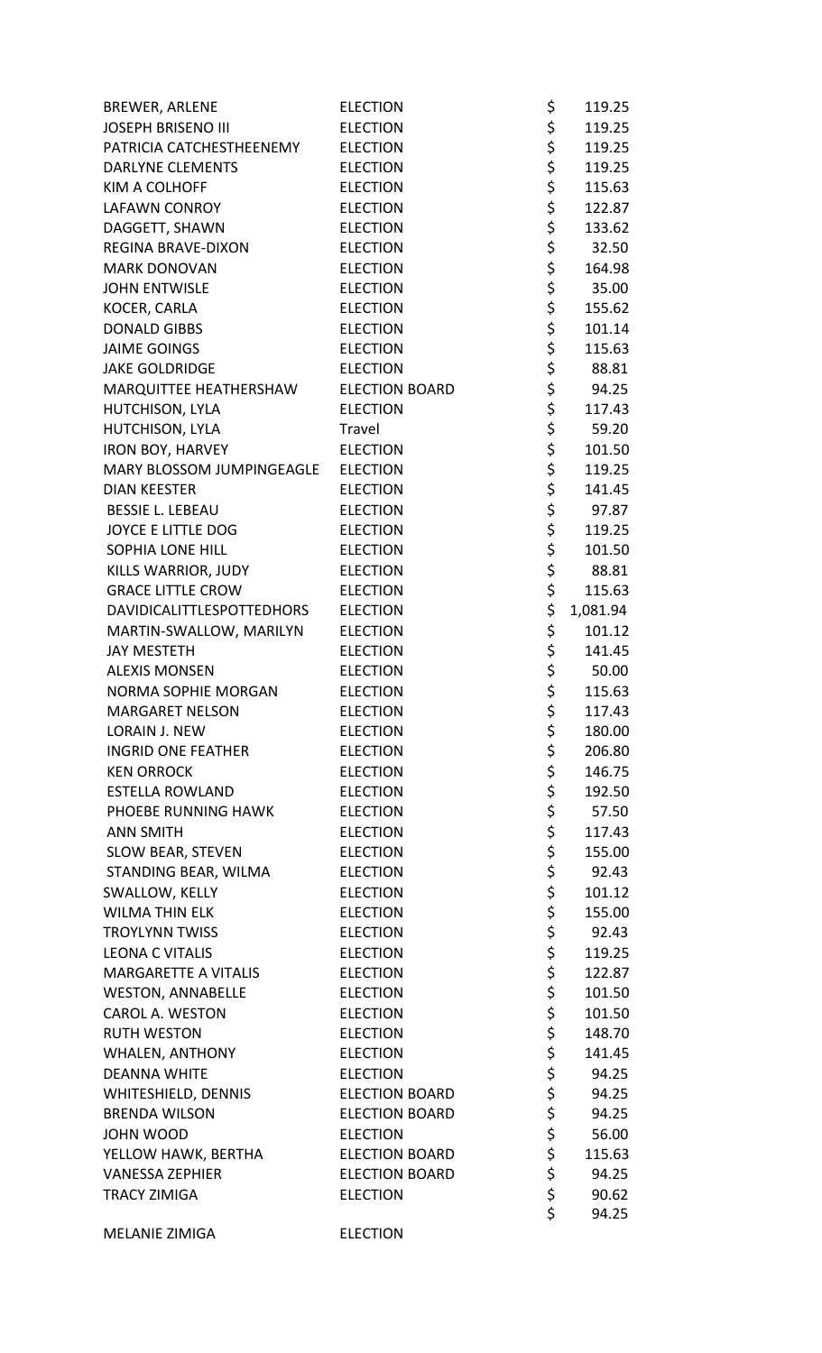| BREWER, ARLENE | ELECTION | $ 119.25 |
|---|---|---|
| JOSEPH BRISENO III | ELECTION | $ 119.25 |
| PATRICIA CATCHESTHEENEMY | ELECTION | $ 119.25 |
| DARLYNE CLEMENTS | ELECTION | $ 119.25 |
| KIM A COLHOFF | ELECTION | $ 115.63 |
| LAFAWN CONROY | ELECTION | $ 122.87 |
| DAGGETT, SHAWN | ELECTION | $ 133.62 |
| REGINA BRAVE-DIXON | ELECTION | $ 32.50 |
| MARK DONOVAN | ELECTION | $ 164.98 |
| JOHN ENTWISLE | ELECTION | $ 35.00 |
| KOCER, CARLA | ELECTION | $ 155.62 |
| DONALD GIBBS | ELECTION | $ 101.14 |
| JAIME GOINGS | ELECTION | $ 115.63 |
| JAKE GOLDRIDGE | ELECTION | $ 88.81 |
| MARQUITTEE HEATHERSHAW | ELECTION BOARD | $ 94.25 |
| HUTCHISON, LYLA | ELECTION | $ 117.43 |
| HUTCHISON, LYLA | Travel | $ 59.20 |
| IRON BOY, HARVEY | ELECTION | $ 101.50 |
| MARY BLOSSOM JUMPINGEAGLE | ELECTION | $ 119.25 |
| DIAN KEESTER | ELECTION | $ 141.45 |
| BESSIE L. LEBEAU | ELECTION | $ 97.87 |
| JOYCE E LITTLE DOG | ELECTION | $ 119.25 |
| SOPHIA LONE HILL | ELECTION | $ 101.50 |
| KILLS WARRIOR, JUDY | ELECTION | $ 88.81 |
| GRACE LITTLE CROW | ELECTION | $ 115.63 |
| DAVIDICALITTLESPOTTEDHORS | ELECTION | $ 1,081.94 |
| MARTIN-SWALLOW, MARILYN | ELECTION | $ 101.12 |
| JAY MESTETH | ELECTION | $ 141.45 |
| ALEXIS MONSEN | ELECTION | $ 50.00 |
| NORMA SOPHIE MORGAN | ELECTION | $ 115.63 |
| MARGARET NELSON | ELECTION | $ 117.43 |
| LORAIN J. NEW | ELECTION | $ 180.00 |
| INGRID ONE FEATHER | ELECTION | $ 206.80 |
| KEN ORROCK | ELECTION | $ 146.75 |
| ESTELLA ROWLAND | ELECTION | $ 192.50 |
| PHOEBE RUNNING HAWK | ELECTION | $ 57.50 |
| ANN SMITH | ELECTION | $ 117.43 |
| SLOW BEAR, STEVEN | ELECTION | $ 155.00 |
| STANDING BEAR, WILMA | ELECTION | $ 92.43 |
| SWALLOW, KELLY | ELECTION | $ 101.12 |
| WILMA THIN ELK | ELECTION | $ 155.00 |
| TROYLYNN TWISS | ELECTION | $ 92.43 |
| LEONA C VITALIS | ELECTION | $ 119.25 |
| MARGARETTE A VITALIS | ELECTION | $ 122.87 |
| WESTON, ANNABELLE | ELECTION | $ 101.50 |
| CAROL A. WESTON | ELECTION | $ 101.50 |
| RUTH WESTON | ELECTION | $ 148.70 |
| WHALEN, ANTHONY | ELECTION | $ 141.45 |
| DEANNA WHITE | ELECTION | $ 94.25 |
| WHITESHIELD, DENNIS | ELECTION BOARD | $ 94.25 |
| BRENDA WILSON | ELECTION BOARD | $ 94.25 |
| JOHN WOOD | ELECTION | $ 56.00 |
| YELLOW HAWK, BERTHA | ELECTION BOARD | $ 115.63 |
| VANESSA ZEPHIER | ELECTION BOARD | $ 94.25 |
| TRACY ZIMIGA | ELECTION | $ 90.62 |
| MELANIE ZIMIGA | ELECTION | $ 94.25 |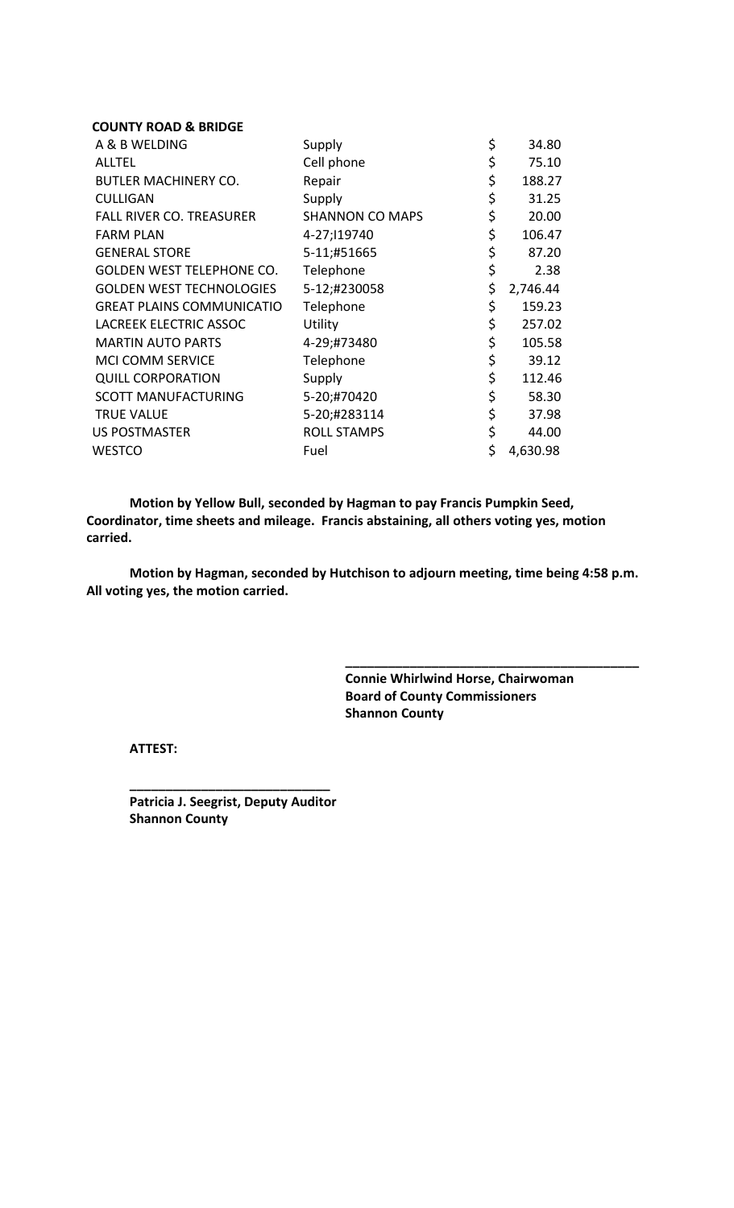**COUNTY ROAD & BRIDGE**

| | | |
|---|---|---|
| A & B WELDING | Supply | $ 34.80 |
| ALLTEL | Cell phone | $ 75.10 |
| BUTLER MACHINERY CO. | Repair | $ 188.27 |
| CULLIGAN | Supply | $ 31.25 |
| FALL RIVER CO. TREASURER | SHANNON CO MAPS | $ 20.00 |
| FARM PLAN | 4-27;I19740 | $ 106.47 |
| GENERAL STORE | 5-11;#51665 | $ 87.20 |
| GOLDEN WEST TELEPHONE CO. | Telephone | $ 2.38 |
| GOLDEN WEST TECHNOLOGIES | 5-12;#230058 | $ 2,746.44 |
| GREAT PLAINS COMMUNICATIO | Telephone | $ 159.23 |
| LACREEK ELECTRIC ASSOC | Utility | $ 257.02 |
| MARTIN AUTO PARTS | 4-29;#73480 | $ 105.58 |
| MCI COMM SERVICE | Telephone | $ 39.12 |
| QUILL CORPORATION | Supply | $ 112.46 |
| SCOTT MANUFACTURING | 5-20;#70420 | $ 58.30 |
| TRUE VALUE | 5-20;#283114 | $ 37.98 |
| US POSTMASTER | ROLL STAMPS | $ 44.00 |
| WESTCO | Fuel | $ 4,630.98 |

**Motion by Yellow Bull, seconded by Hagman to pay Francis Pumpkin Seed, Coordinator, time sheets and mileage. Francis abstaining, all others voting yes, motion carried.**

**Motion by Hagman, seconded by Hutchison to adjourn meeting, time being 4:58 p.m. All voting yes, the motion carried.**

\_\_\_\_\_\_\_\_\_\_\_\_\_\_\_\_\_\_\_\_\_\_\_\_\_\_\_\_\_\_\_\_\_\_\_\_\_\_\_\_

**Connie Whirlwind Horse, Chairwoman**
**Board of County Commissioners**
**Shannon County**

**ATTEST:**

\_\_\_\_\_\_\_\_\_\_\_\_\_\_\_\_\_\_\_\_\_\_\_\_\_\_\_\_

**Patricia J. Seegrist, Deputy Auditor**
**Shannon County**